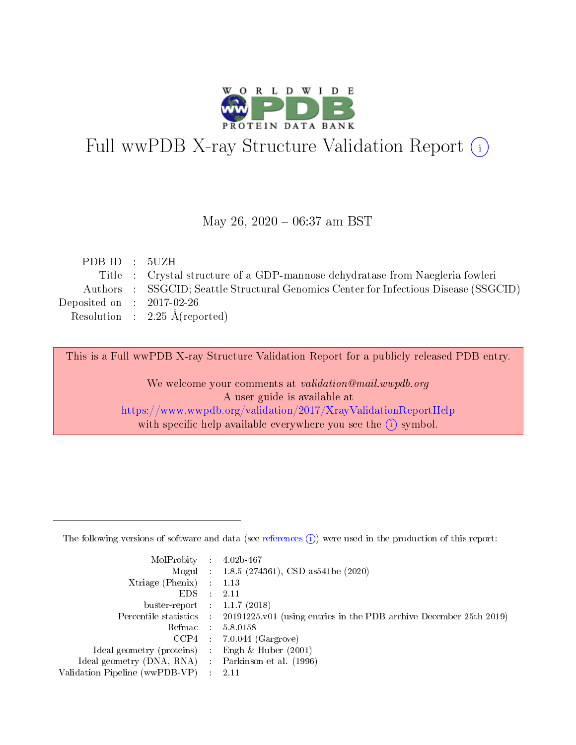# Full wwPDB X-ray Structure Validation Report (i)

May 26, 2020 – 06:37 am BST

| | | |
|---|---|---|
| PDB ID | : | 5UZH |
| Title | : | Crystal structure of a GDP-mannose dehydratase from Naegleria fowleri |
| Authors | : | SSGCID; Seattle Structural Genomics Center for Infectious Disease (SSGCID) |
| Deposited on | : | 2017-02-26 |
| Resolution | : | 2.25 Å(reported) |

This is a Full wwPDB X-ray Structure Validation Report for a publicly released PDB entry.

We welcome your comments at *validation@mail.wwpdb.org*
A user guide is available at
https://www.wwpdb.org/validation/2017/XrayValidationReportHelp
with specific help available everywhere you see the (i) symbol.

---

The following versions of software and data (see references (i)) were used in the production of this report:

| | | |
|---|---|---|
| MolProbity | : | 4.02b-467 |
| Mogul | : | 1.8.5 (274361), CSD as541be (2020) |
| Xtriage (Phenix) | : | 1.13 |
| EDS | : | 2.11 |
| buster-report | : | 1.1.7 (2018) |
| Percentile statistics | : | 20191225.v01 (using entries in the PDB archive December 25th 2019) |
| Refmac | : | 5.8.0158 |
| CCP4 | : | 7.0.044 (Gargrove) |
| Ideal geometry (proteins) | : | Engh & Huber (2001) |
| Ideal geometry (DNA, RNA) | : | Parkinson et al. (1996) |
| Validation Pipeline (wwPDB-VP) | : | 2.11 |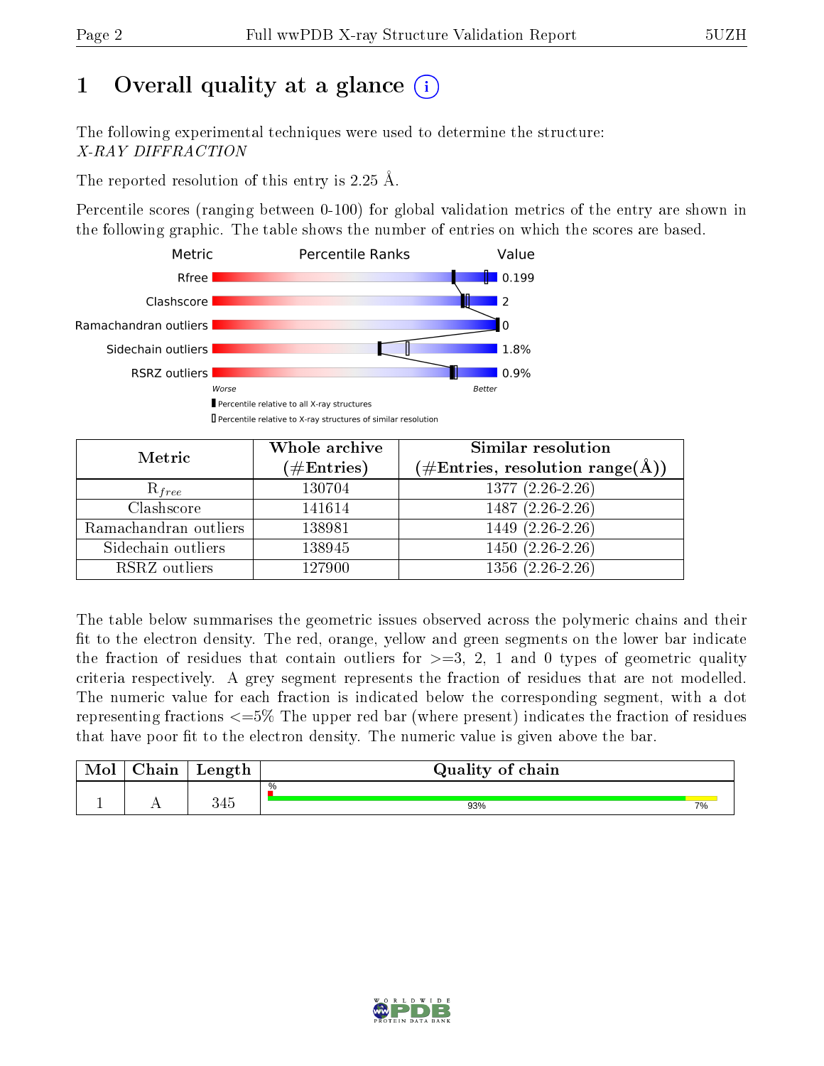# 1 Overall quality at a glance

The following experimental techniques were used to determine the structure:
*X-RAY DIFFRACTION*

The reported resolution of this entry is 2.25 Å.

Percentile scores (ranging between 0-100) for global validation metrics of the entry are shown in the following graphic. The table shows the number of entries on which the scores are based.

| Metric | Value |
|---|---|
| Rfree | 0.199 |
| Clashscore | 2 |
| Ramachandran outliers | 0 |
| Sidechain outliers | 1.8% |
| RSRZ outliers | 0.9% |

Worse — Better

Percentile relative to all X-ray structures

Percentile relative to X-ray structures of similar resolution

| Metric | Whole archive (#Entries) | Similar resolution (#Entries, resolution range(Å)) |
|---|---|---|
| $R_{free}$ | 130704 | 1377 (2.26-2.26) |
| Clashscore | 141614 | 1487 (2.26-2.26) |
| Ramachandran outliers | 138981 | 1449 (2.26-2.26) |
| Sidechain outliers | 138945 | 1450 (2.26-2.26) |
| RSRZ outliers | 127900 | 1356 (2.26-2.26) |

The table below summarises the geometric issues observed across the polymeric chains and their fit to the electron density. The red, orange, yellow and green segments on the lower bar indicate the fraction of residues that contain outliers for >=3, 2, 1 and 0 types of geometric quality criteria respectively. A grey segment represents the fraction of residues that are not modelled. The numeric value for each fraction is indicated below the corresponding segment, with a dot representing fractions <=5% The upper red bar (where present) indicates the fraction of residues that have poor fit to the electron density. The numeric value is given above the bar.

| Mol | Chain | Length | Quality of chain |
|---|---|---|---|
| 1 | A | 345 | % · 93% · 7% |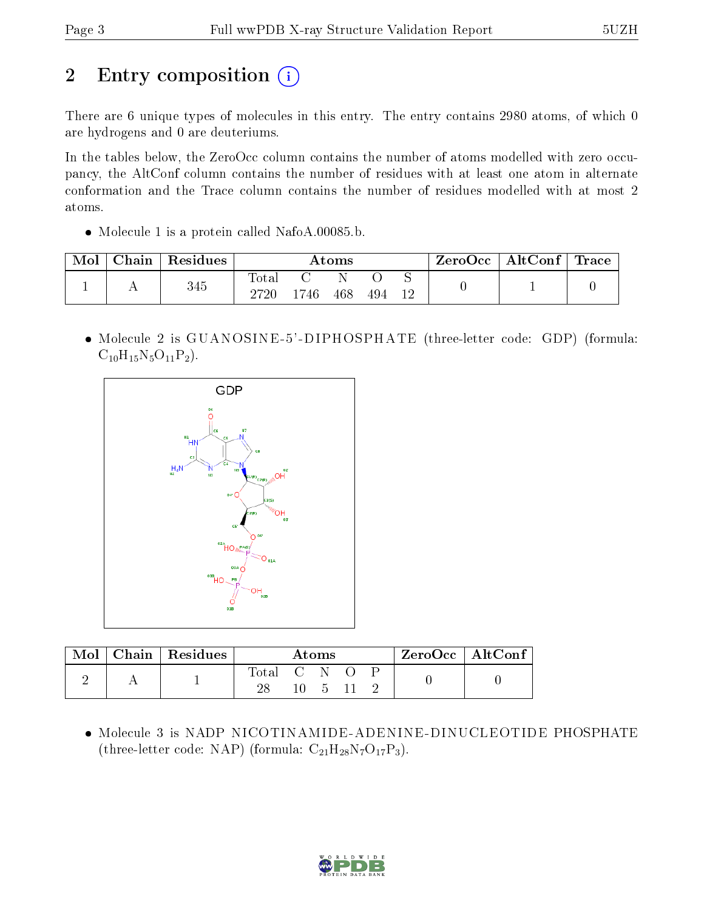# 2 Entry composition

There are 6 unique types of molecules in this entry. The entry contains 2980 atoms, of which 0 are hydrogens and 0 are deuteriums.

In the tables below, the ZeroOcc column contains the number of atoms modelled with zero occupancy, the AltConf column contains the number of residues with at least one atom in alternate conformation and the Trace column contains the number of residues modelled with at most 2 atoms.

- Molecule 1 is a protein called NafoA.00085.b.

| Mol | Chain | Residues | Atoms | | | | | ZeroOcc | AltConf | Trace |
|---|---|---|---|---|---|---|---|---|---|---|
| 1 | A | 345 | Total | C | N | O | S | 0 | 1 | 0 |
| | | | 2720 | 1746 | 468 | 494 | 12 | | | |

- Molecule 2 is GUANOSINE-5'-DIPHOSPHATE (three-letter code: GDP) (formula: $C_{10}H_{15}N_5O_{11}P_2$).

| Mol | Chain | Residues | Atoms | | | | | ZeroOcc | AltConf |
|---|---|---|---|---|---|---|---|---|---|
| 2 | A | 1 | Total | C | N | O | P | 0 | 0 |
| | | | 28 | 10 | 5 | 11 | 2 | | |

- Molecule 3 is NADP NICOTINAMIDE-ADENINE-DINUCLEOTIDE PHOSPHATE (three-letter code: NAP) (formula: $C_{21}H_{28}N_7O_{17}P_3$).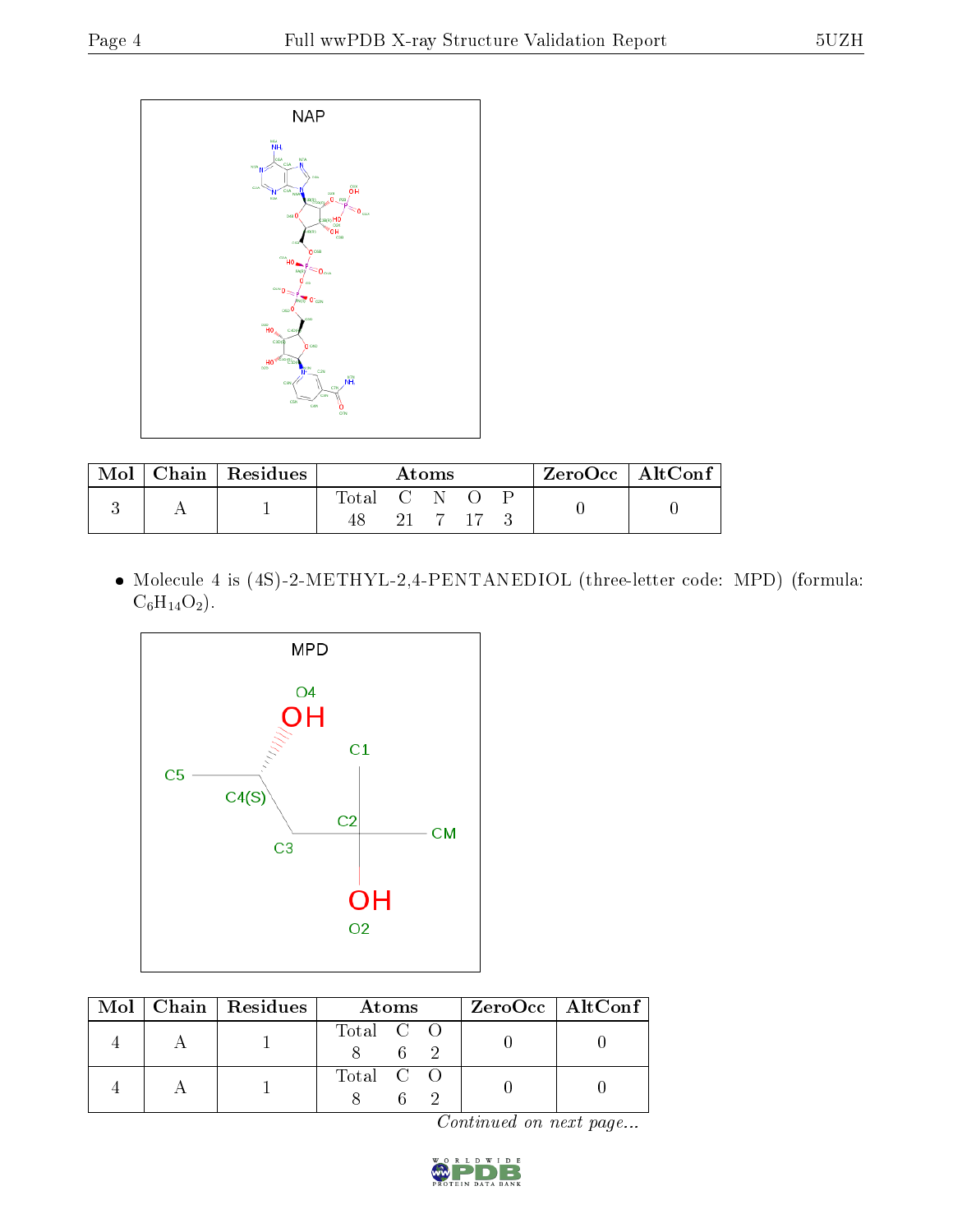| Mol | Chain | Residues | Atoms | | | | | ZeroOcc | AltConf |
|---|---|---|---|---|---|---|---|---|---|
| | | | Total | C | N | O | P | | |
| 3 | A | 1 | 48 | 21 | 7 | 17 | 3 | 0 | 0 |

- Molecule 4 is (4S)-2-METHYL-2,4-PENTANEDIOL (three-letter code: MPD) (formula: $C_6H_{14}O_2$).

| Mol | Chain | Residues | Atoms | | | ZeroOcc | AltConf |
|---|---|---|---|---|---|---|---|
| | | | Total | C | O | | |
| 4 | A | 1 | 8 | 6 | 2 | 0 | 0 |
| 4 | A | 1 | 8 | 6 | 2 | 0 | 0 |

*Continued on next page...*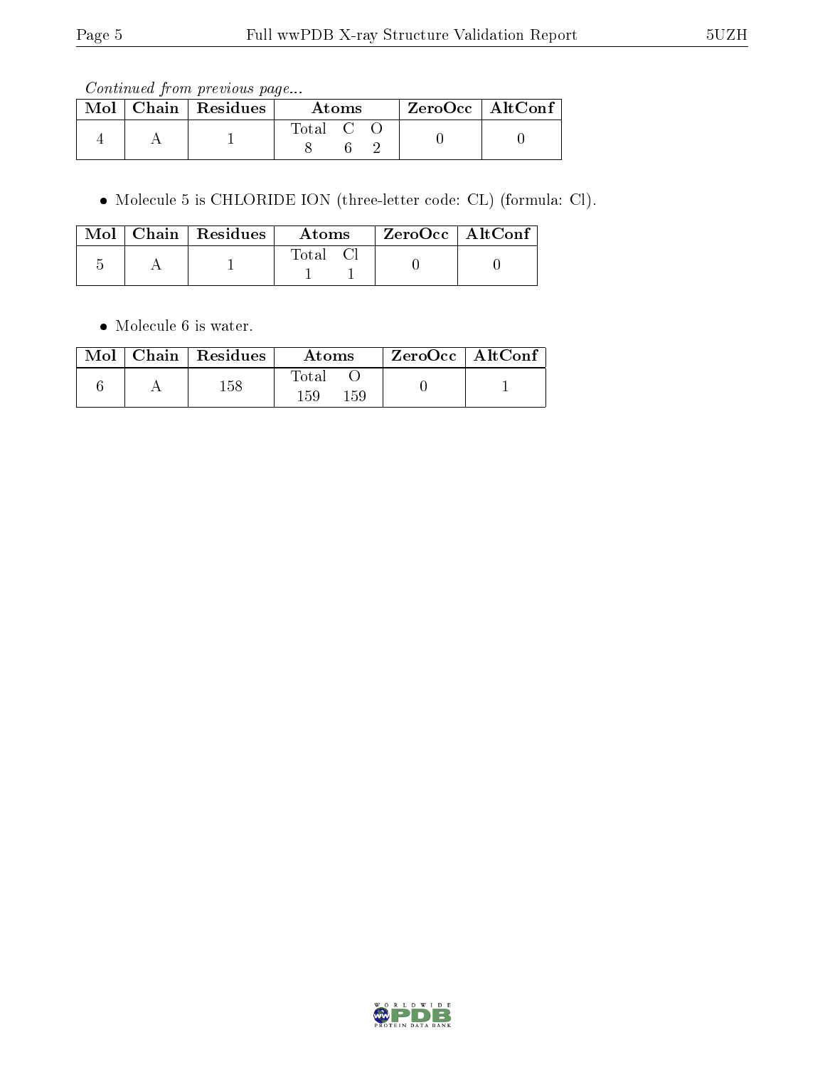*Continued from previous page...*

| Mol | Chain | Residues | Atoms | | | ZeroOcc | AltConf |
|---|---|---|---|---|---|---|---|
| | | | Total | C | O | | |
| 4 | A | 1 | 8 | 6 | 2 | 0 | 0 |

- Molecule 5 is CHLORIDE ION (three-letter code: CL) (formula: Cl).

| Mol | Chain | Residues | Atoms | | ZeroOcc | AltConf |
|---|---|---|---|---|---|---|
| | | | Total | Cl | | |
| 5 | A | 1 | 1 | 1 | 0 | 0 |

- Molecule 6 is water.

| Mol | Chain | Residues | Atoms | | ZeroOcc | AltConf |
|---|---|---|---|---|---|---|
| | | | Total | O | | |
| 6 | A | 158 | 159 | 159 | 0 | 1 |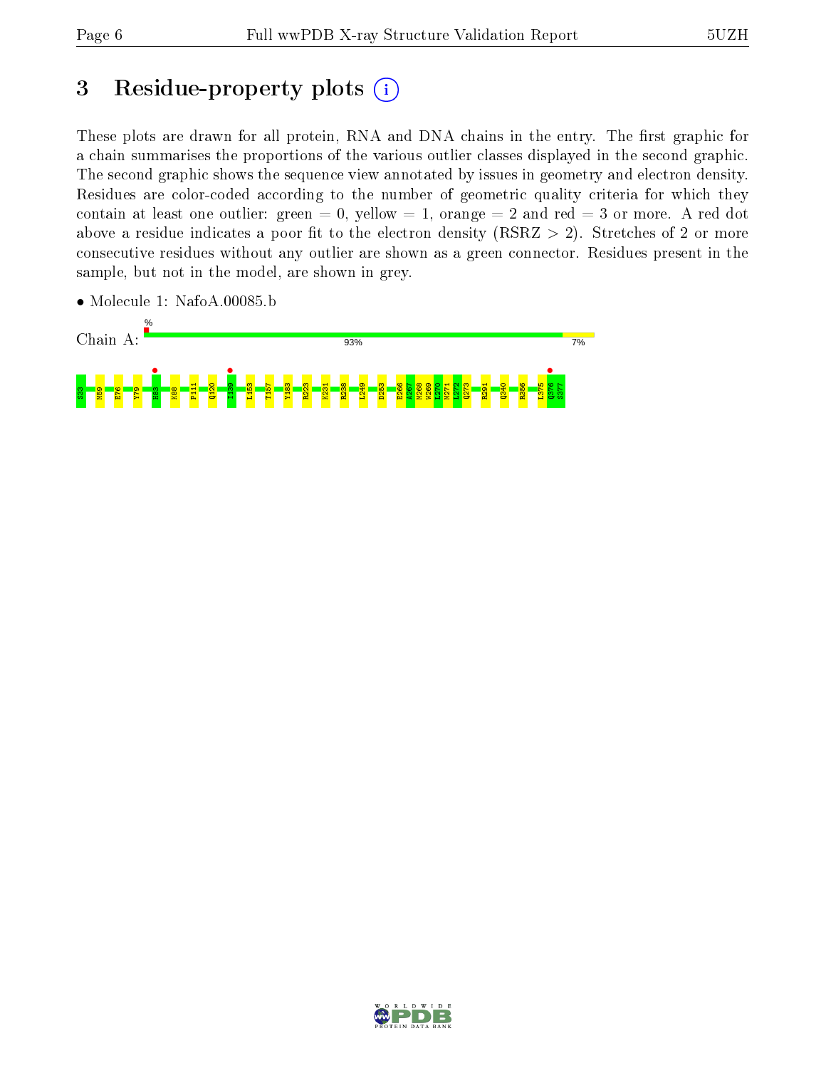# 3 Residue-property plots

These plots are drawn for all protein, RNA and DNA chains in the entry. The first graphic for a chain summarises the proportions of the various outlier classes displayed in the second graphic. The second graphic shows the sequence view annotated by issues in geometry and electron density. Residues are color-coded according to the number of geometric quality criteria for which they contain at least one outlier: green = 0, yellow = 1, orange = 2 and red = 3 or more. A red dot above a residue indicates a poor fit to the electron density (RSRZ > 2). Stretches of 2 or more consecutive residues without any outlier are shown as a green connector. Residues present in the sample, but not in the model, are shown in grey.

- Molecule 1: NafoA.00085.b

Chain A: % 93% 7%

S33 M59 E76 Y79 H83 K88 P111 Q120 I139 L153 T157 Y183 R223 K231 R238 L249 D253 E266 I267 N268 W269 L270 M271 L272 Q273 R291 Q340 R356 L375 Q376 S377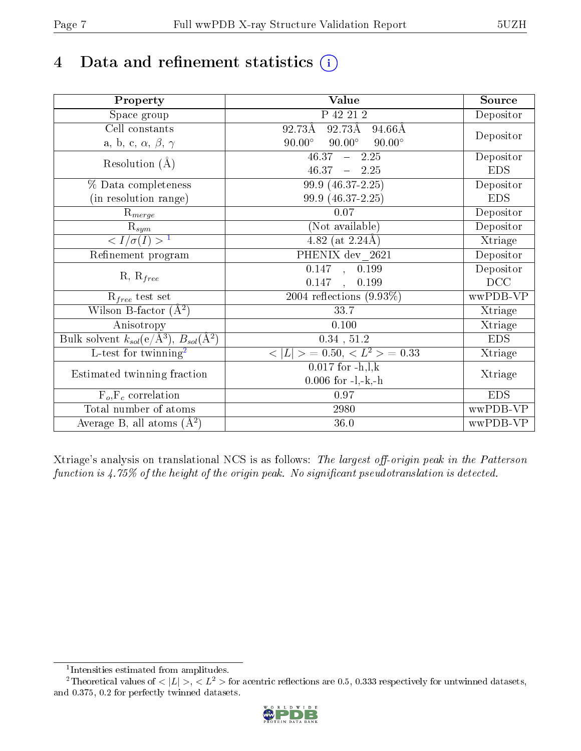# 4 Data and refinement statistics ⓘ

| Property | Value | Source |
|---|---|---|
| Space group | P 42 21 2 | Depositor |
| Cell constants<br>a, b, c, $\alpha$, $\beta$, $\gamma$ | 92.73Å 92.73Å 94.66Å<br>90.00° 90.00° 90.00° | Depositor |
| Resolution (Å) | 46.37 – 2.25<br>46.37 – 2.25 | Depositor<br>EDS |
| % Data completeness<br>(in resolution range) | 99.9 (46.37-2.25)<br>99.9 (46.37-2.25) | Depositor<br>EDS |
| $R_{merge}$ | 0.07 | Depositor |
| $R_{sym}$ | (Not available) | Depositor |
| $< I/\sigma(I) >$ [1] | 4.82 (at 2.24Å) | Xtriage |
| Refinement program | PHENIX dev_2621 | Depositor |
| R, $R_{free}$ | 0.147 , 0.199<br>0.147 , 0.199 | Depositor<br>DCC |
| $R_{free}$ test set | 2004 reflections (9.93%) | wwPDB-VP |
| Wilson B-factor (Å$^2$) | 33.7 | Xtriage |
| Anisotropy | 0.100 | Xtriage |
| Bulk solvent $k_{sol}$(e/Å$^3$), $B_{sol}$(Å$^2$) | 0.34 , 51.2 | EDS |
| L-test for twinning[2] | $< \|L\| > = 0.50$, $< L^2 > = 0.33$ | Xtriage |
| Estimated twinning fraction | 0.017 for -h,l,k<br>0.006 for -l,-k,-h | Xtriage |
| $F_o$,$F_c$ correlation | 0.97 | EDS |
| Total number of atoms | 2980 | wwPDB-VP |
| Average B, all atoms (Å$^2$) | 36.0 | wwPDB-VP |

Xtriage's analysis on translational NCS is as follows: *The largest off-origin peak in the Patterson function is 4.75% of the height of the origin peak. No significant pseudotranslation is detected.*

[1] Intensities estimated from amplitudes.

[2] Theoretical values of $< |L| >$, $< L^2 >$ for acentric reflections are 0.5, 0.333 respectively for untwinned datasets, and 0.375, 0.2 for perfectly twinned datasets.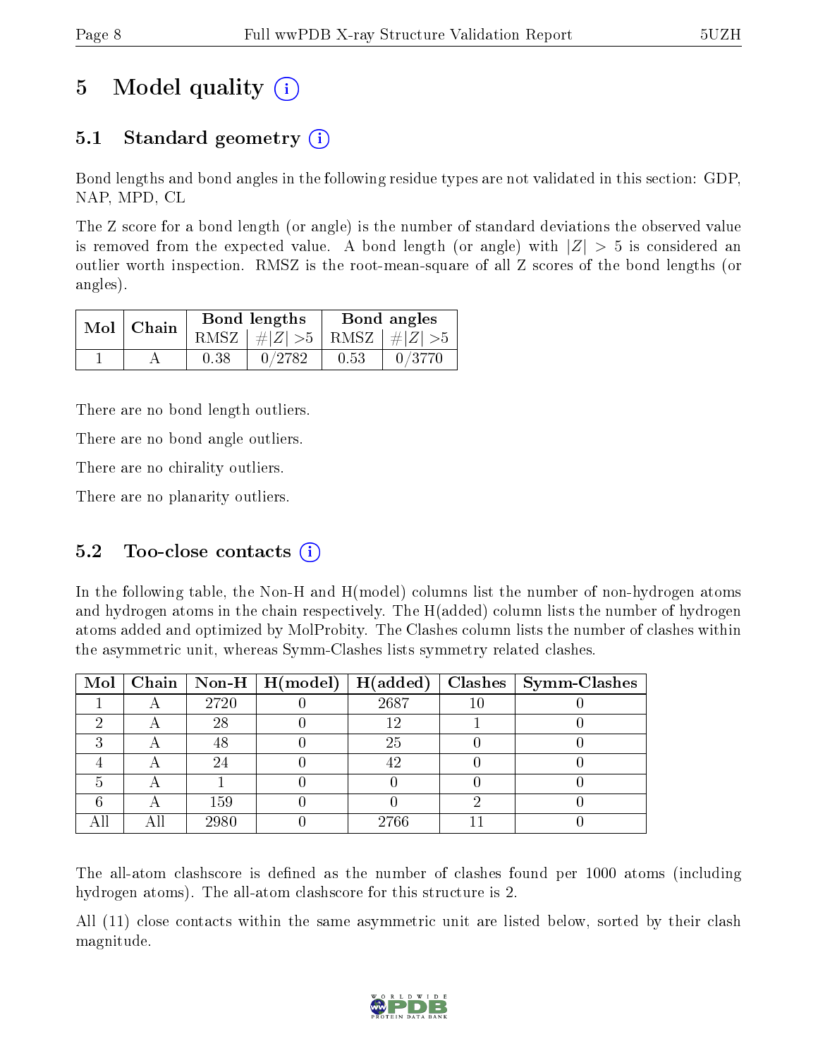# 5 Model quality

## 5.1 Standard geometry

Bond lengths and bond angles in the following residue types are not validated in this section: GDP, NAP, MPD, CL

The Z score for a bond length (or angle) is the number of standard deviations the observed value is removed from the expected value. A bond length (or angle) with $|Z| > 5$ is considered an outlier worth inspection. RMSZ is the root-mean-square of all Z scores of the bond lengths (or angles).

| Mol | Chain | Bond lengths | | Bond angles | |
|---|---|---|---|---|---|
| | | RMSZ | #\|Z\| >5 | RMSZ | #\|Z\| >5 |
| 1 | A | 0.38 | 0/2782 | 0.53 | 0/3770 |

There are no bond length outliers.

There are no bond angle outliers.

There are no chirality outliers.

There are no planarity outliers.

## 5.2 Too-close contacts

In the following table, the Non-H and H(model) columns list the number of non-hydrogen atoms and hydrogen atoms in the chain respectively. The H(added) column lists the number of hydrogen atoms added and optimized by MolProbity. The Clashes column lists the number of clashes within the asymmetric unit, whereas Symm-Clashes lists symmetry related clashes.

| Mol | Chain | Non-H | H(model) | H(added) | Clashes | Symm-Clashes |
|---|---|---|---|---|---|---|
| 1 | A | 2720 | 0 | 2687 | 10 | 0 |
| 2 | A | 28 | 0 | 12 | 1 | 0 |
| 3 | A | 48 | 0 | 25 | 0 | 0 |
| 4 | A | 24 | 0 | 42 | 0 | 0 |
| 5 | A | 1 | 0 | 0 | 0 | 0 |
| 6 | A | 159 | 0 | 0 | 2 | 0 |
| All | All | 2980 | 0 | 2766 | 11 | 0 |

The all-atom clashscore is defined as the number of clashes found per 1000 atoms (including hydrogen atoms). The all-atom clashscore for this structure is 2.

All (11) close contacts within the same asymmetric unit are listed below, sorted by their clash magnitude.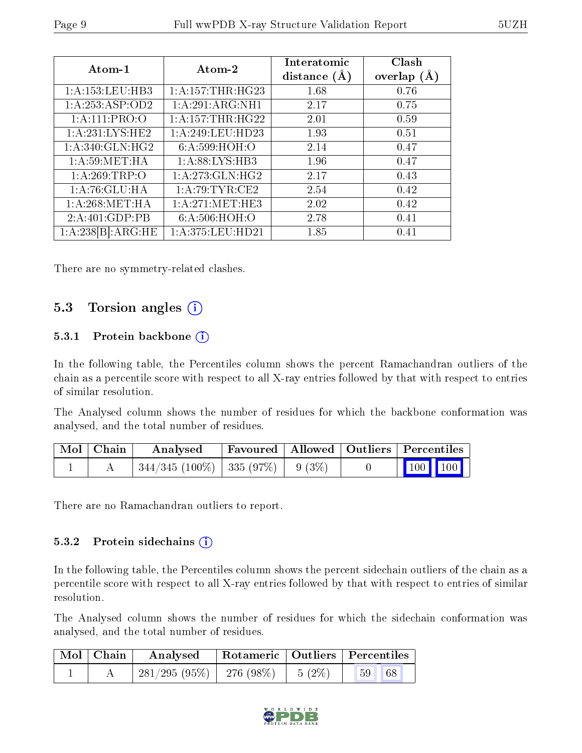| Atom-1 | Atom-2 | Interatomic distance (Å) | Clash overlap (Å) |
|---|---|---|---|
| 1:A:153:LEU:HB3 | 1:A:157:THR:HG23 | 1.68 | 0.76 |
| 1:A:253:ASP:OD2 | 1:A:291:ARG:NH1 | 2.17 | 0.75 |
| 1:A:111:PRO:O | 1:A:157:THR:HG22 | 2.01 | 0.59 |
| 1:A:231:LYS:HE2 | 1:A:249:LEU:HD23 | 1.93 | 0.51 |
| 1:A:340:GLN:HG2 | 6:A:599:HOH:O | 2.14 | 0.47 |
| 1:A:59:MET:HA | 1:A:88:LYS:HB3 | 1.96 | 0.47 |
| 1:A:269:TRP:O | 1:A:273:GLN:HG2 | 2.17 | 0.43 |
| 1:A:76:GLU:HA | 1:A:79:TYR:CE2 | 2.54 | 0.42 |
| 1:A:268:MET:HA | 1:A:271:MET:HE3 | 2.02 | 0.42 |
| 2:A:401:GDP:PB | 6:A:506:HOH:O | 2.78 | 0.41 |
| 1:A:238[B]:ARG:HE | 1:A:375:LEU:HD21 | 1.85 | 0.41 |

There are no symmetry-related clashes.

## 5.3 Torsion angles

### 5.3.1 Protein backbone

In the following table, the Percentiles column shows the percent Ramachandran outliers of the chain as a percentile score with respect to all X-ray entries followed by that with respect to entries of similar resolution.

The Analysed column shows the number of residues for which the backbone conformation was analysed, and the total number of residues.

| Mol | Chain | Analysed | Favoured | Allowed | Outliers | Percentiles | |
|---|---|---|---|---|---|---|---|
| 1 | A | 344/345 (100%) | 335 (97%) | 9 (3%) | 0 | 100 | 100 |

There are no Ramachandran outliers to report.

### 5.3.2 Protein sidechains

In the following table, the Percentiles column shows the percent sidechain outliers of the chain as a percentile score with respect to all X-ray entries followed by that with respect to entries of similar resolution.

The Analysed column shows the number of residues for which the sidechain conformation was analysed, and the total number of residues.

| Mol | Chain | Analysed | Rotameric | Outliers | Percentiles | |
|---|---|---|---|---|---|---|
| 1 | A | 281/295 (95%) | 276 (98%) | 5 (2%) | 59 | 68 |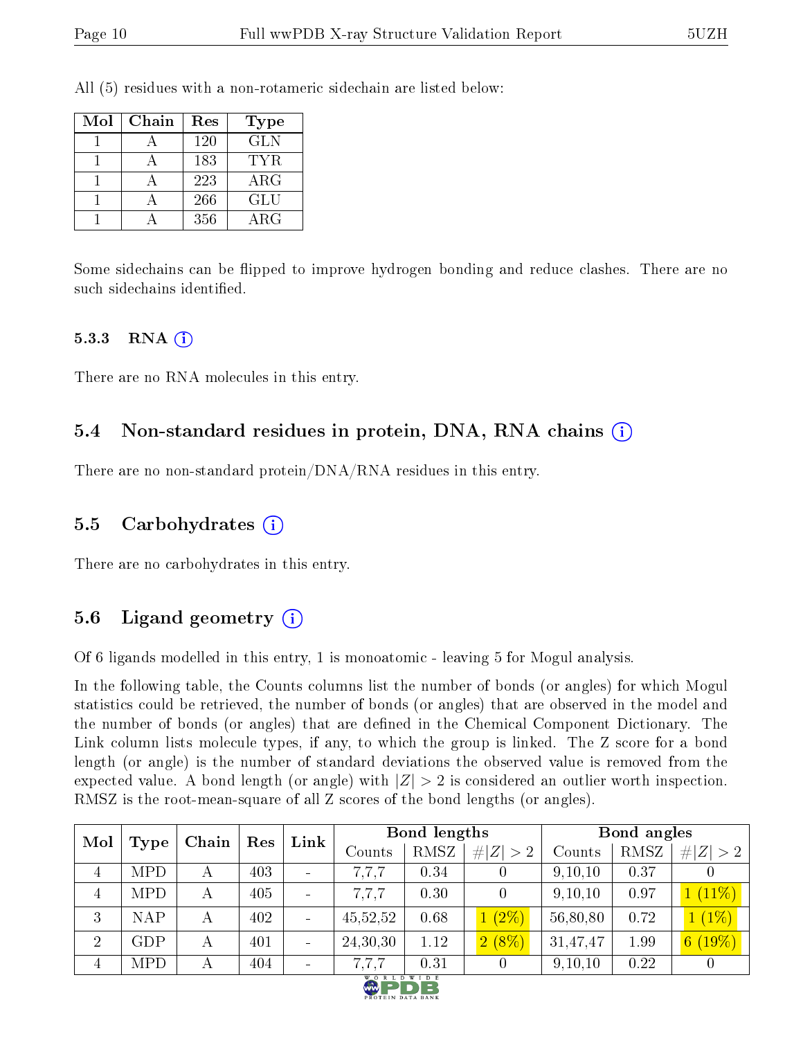All (5) residues with a non-rotameric sidechain are listed below:

| Mol | Chain | Res | Type |
|---|---|---|---|
| 1 | A | 120 | GLN |
| 1 | A | 183 | TYR |
| 1 | A | 223 | ARG |
| 1 | A | 266 | GLU |
| 1 | A | 356 | ARG |

Some sidechains can be flipped to improve hydrogen bonding and reduce clashes. There are no such sidechains identified.

### 5.3.3 RNA

There are no RNA molecules in this entry.

## 5.4 Non-standard residues in protein, DNA, RNA chains

There are no non-standard protein/DNA/RNA residues in this entry.

## 5.5 Carbohydrates

There are no carbohydrates in this entry.

## 5.6 Ligand geometry

Of 6 ligands modelled in this entry, 1 is monoatomic - leaving 5 for Mogul analysis.

In the following table, the Counts columns list the number of bonds (or angles) for which Mogul statistics could be retrieved, the number of bonds (or angles) that are observed in the model and the number of bonds (or angles) that are defined in the Chemical Component Dictionary. The Link column lists molecule types, if any, to which the group is linked. The Z score for a bond length (or angle) is the number of standard deviations the observed value is removed from the expected value. A bond length (or angle) with $|Z| > 2$ is considered an outlier worth inspection. RMSZ is the root-mean-square of all Z scores of the bond lengths (or angles).

| Mol | Type | Chain | Res | Link | Bond lengths | | | Bond angles | | |
|---|---|---|---|---|---|---|---|---|---|---|
| | | | | | Counts | RMSZ | $\#\|Z\| > 2$ | Counts | RMSZ | $\#\|Z\| > 2$ |
| 4 | MPD | A | 403 | - | 7,7,7 | 0.34 | 0 | 9,10,10 | 0.37 | 0 |
| 4 | MPD | A | 405 | - | 7,7,7 | 0.30 | 0 | 9,10,10 | 0.97 | 1 (11%) |
| 3 | NAP | A | 402 | - | 45,52,52 | 0.68 | 1 (2%) | 56,80,80 | 0.72 | 1 (1%) |
| 2 | GDP | A | 401 | - | 24,30,30 | 1.12 | 2 (8%) | 31,47,47 | 1.99 | 6 (19%) |
| 4 | MPD | A | 404 | - | 7,7,7 | 0.31 | 0 | 9,10,10 | 0.22 | 0 |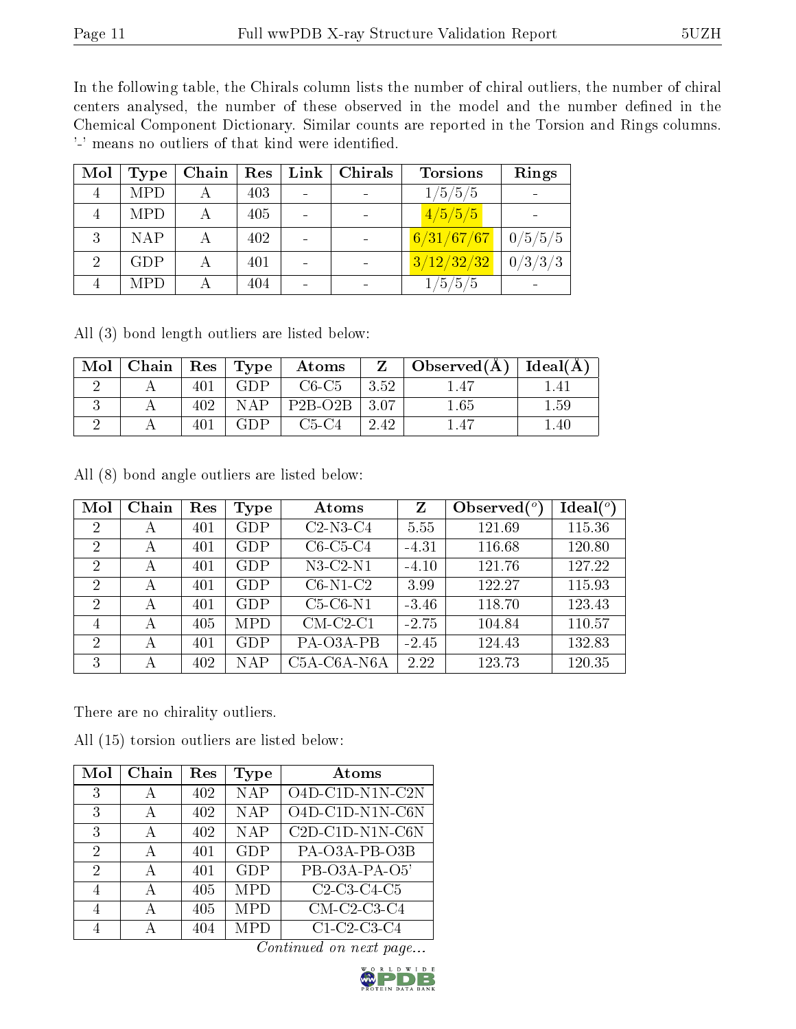In the following table, the Chirals column lists the number of chiral outliers, the number of chiral centers analysed, the number of these observed in the model and the number defined in the Chemical Component Dictionary. Similar counts are reported in the Torsion and Rings columns. '-' means no outliers of that kind were identified.

| Mol | Type | Chain | Res | Link | Chirals | Torsions | Rings |
|---|---|---|---|---|---|---|---|
| 4 | MPD | A | 403 | - | - | 1/5/5/5 | - |
| 4 | MPD | A | 405 | - | - | 4/5/5/5 | - |
| 3 | NAP | A | 402 | - | - | 6/31/67/67 | 0/5/5/5 |
| 2 | GDP | A | 401 | - | - | 3/12/32/32 | 0/3/3/3 |
| 4 | MPD | A | 404 | - | - | 1/5/5/5 | - |

All (3) bond length outliers are listed below:

| Mol | Chain | Res | Type | Atoms | Z | Observed(Å) | Ideal(Å) |
|---|---|---|---|---|---|---|---|
| 2 | A | 401 | GDP | C6-C5 | 3.52 | 1.47 | 1.41 |
| 3 | A | 402 | NAP | P2B-O2B | 3.07 | 1.65 | 1.59 |
| 2 | A | 401 | GDP | C5-C4 | 2.42 | 1.47 | 1.40 |

All (8) bond angle outliers are listed below:

| Mol | Chain | Res | Type | Atoms | Z | Observed(°) | Ideal(°) |
|---|---|---|---|---|---|---|---|
| 2 | A | 401 | GDP | C2-N3-C4 | 5.55 | 121.69 | 115.36 |
| 2 | A | 401 | GDP | C6-C5-C4 | -4.31 | 116.68 | 120.80 |
| 2 | A | 401 | GDP | N3-C2-N1 | -4.10 | 121.76 | 127.22 |
| 2 | A | 401 | GDP | C6-N1-C2 | 3.99 | 122.27 | 115.93 |
| 2 | A | 401 | GDP | C5-C6-N1 | -3.46 | 118.70 | 123.43 |
| 4 | A | 405 | MPD | CM-C2-C1 | -2.75 | 104.84 | 110.57 |
| 2 | A | 401 | GDP | PA-O3A-PB | -2.45 | 124.43 | 132.83 |
| 3 | A | 402 | NAP | C5A-C6A-N6A | 2.22 | 123.73 | 120.35 |

There are no chirality outliers.

All (15) torsion outliers are listed below:

| Mol | Chain | Res | Type | Atoms |
|---|---|---|---|---|
| 3 | A | 402 | NAP | O4D-C1D-N1N-C2N |
| 3 | A | 402 | NAP | O4D-C1D-N1N-C6N |
| 3 | A | 402 | NAP | C2D-C1D-N1N-C6N |
| 2 | A | 401 | GDP | PA-O3A-PB-O3B |
| 2 | A | 401 | GDP | PB-O3A-PA-O5' |
| 4 | A | 405 | MPD | C2-C3-C4-C5 |
| 4 | A | 405 | MPD | CM-C2-C3-C4 |
| 4 | A | 404 | MPD | C1-C2-C3-C4 |

*Continued on next page...*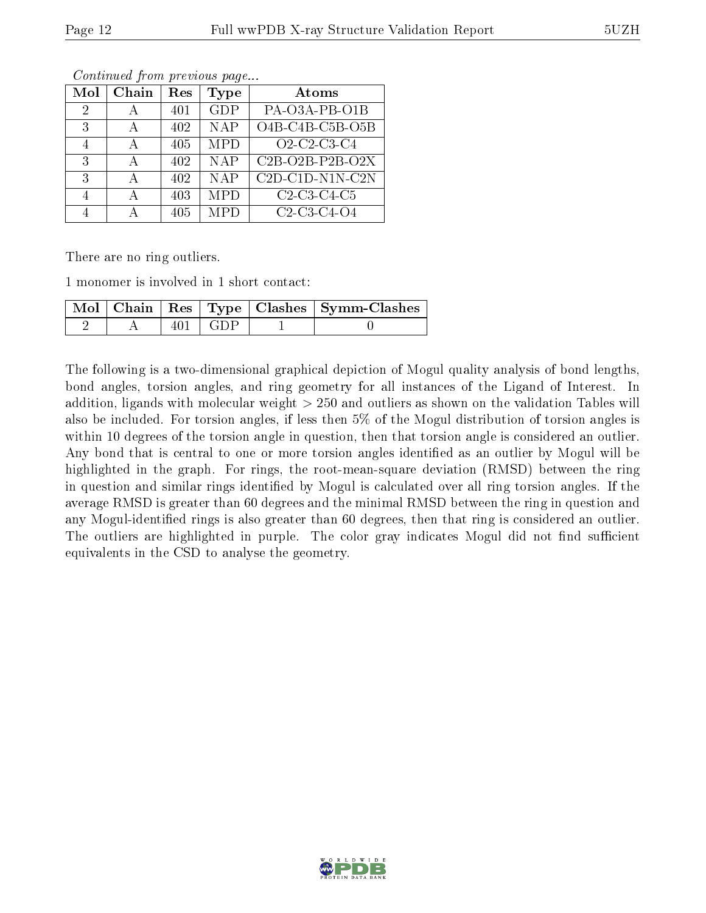*Continued from previous page...*

| Mol | Chain | Res | Type | Atoms |
|---|---|---|---|---|
| 2 | A | 401 | GDP | PA-O3A-PB-O1B |
| 3 | A | 402 | NAP | O4B-C4B-C5B-O5B |
| 4 | A | 405 | MPD | O2-C2-C3-C4 |
| 3 | A | 402 | NAP | C2B-O2B-P2B-O2X |
| 3 | A | 402 | NAP | C2D-C1D-N1N-C2N |
| 4 | A | 403 | MPD | C2-C3-C4-C5 |
| 4 | A | 405 | MPD | C2-C3-C4-O4 |

There are no ring outliers.

1 monomer is involved in 1 short contact:

| Mol | Chain | Res | Type | Clashes | Symm-Clashes |
|---|---|---|---|---|---|
| 2 | A | 401 | GDP | 1 | 0 |

The following is a two-dimensional graphical depiction of Mogul quality analysis of bond lengths, bond angles, torsion angles, and ring geometry for all instances of the Ligand of Interest. In addition, ligands with molecular weight > 250 and outliers as shown on the validation Tables will also be included. For torsion angles, if less then 5% of the Mogul distribution of torsion angles is within 10 degrees of the torsion angle in question, then that torsion angle is considered an outlier. Any bond that is central to one or more torsion angles identified as an outlier by Mogul will be highlighted in the graph. For rings, the root-mean-square deviation (RMSD) between the ring in question and similar rings identified by Mogul is calculated over all ring torsion angles. If the average RMSD is greater than 60 degrees and the minimal RMSD between the ring in question and any Mogul-identified rings is also greater than 60 degrees, then that ring is considered an outlier. The outliers are highlighted in purple. The color gray indicates Mogul did not find sufficient equivalents in the CSD to analyse the geometry.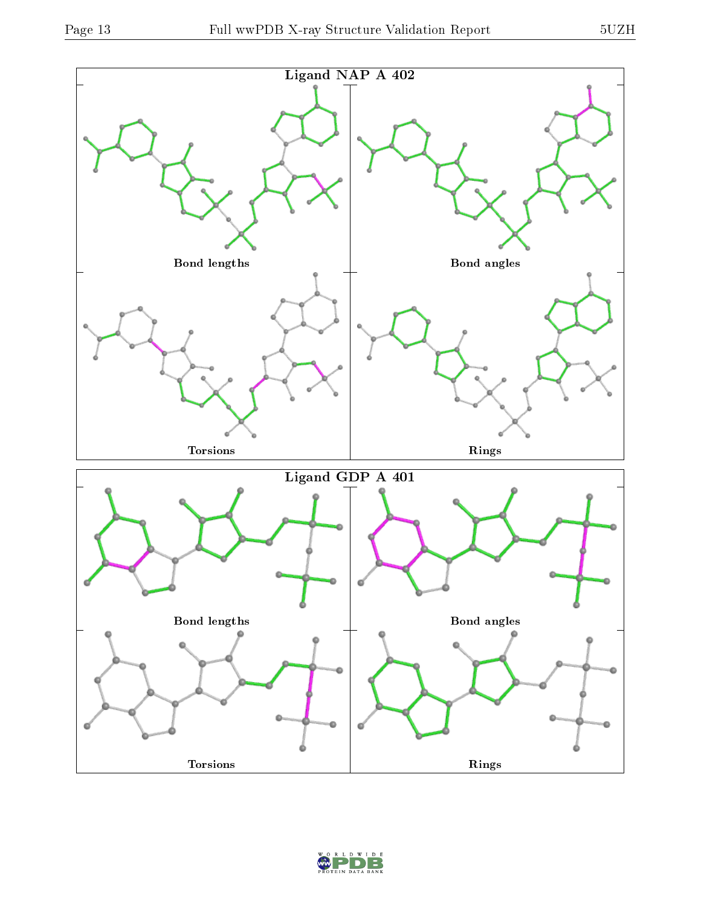Ligand NAP A 402

Bond lengths

Bond angles

Torsions

Rings

Ligand GDP A 401

Bond lengths

Bond angles

Torsions

Rings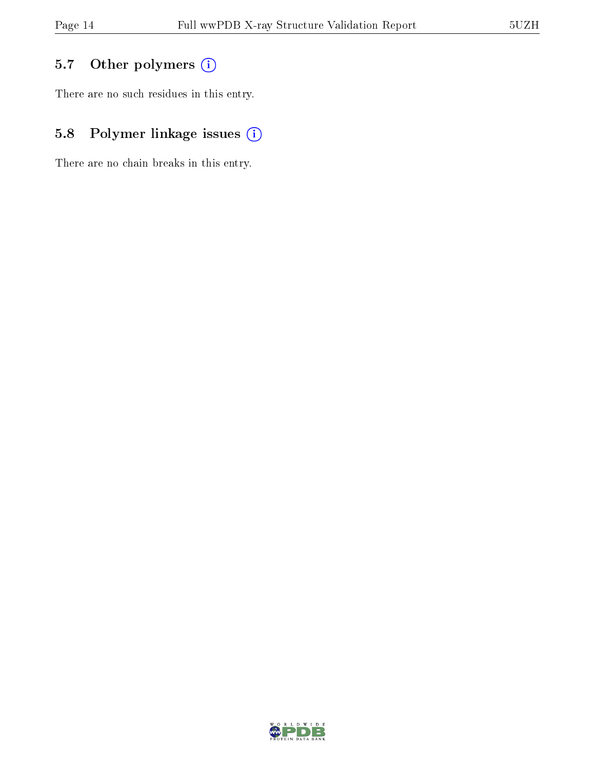### 5.7 Other polymers

There are no such residues in this entry.

### 5.8 Polymer linkage issues

There are no chain breaks in this entry.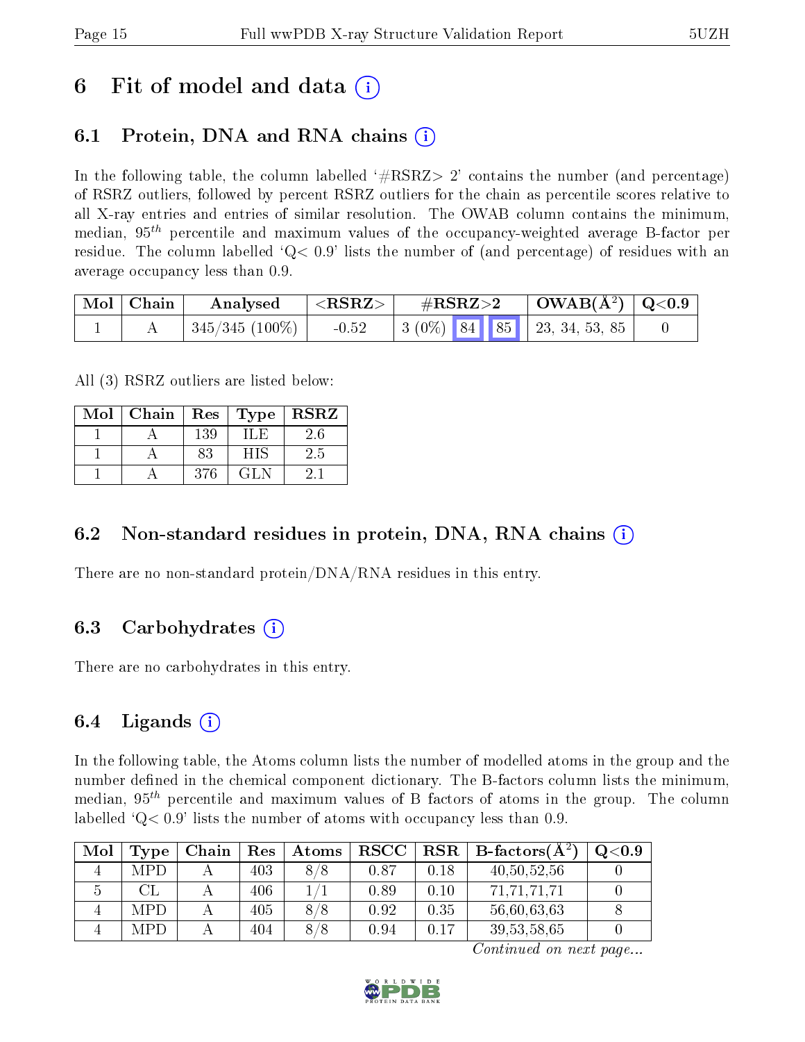# 6 Fit of model and data (i)

## 6.1 Protein, DNA and RNA chains (i)

In the following table, the column labelled '#RSRZ> 2' contains the number (and percentage) of RSRZ outliers, followed by percent RSRZ outliers for the chain as percentile scores relative to all X-ray entries and entries of similar resolution. The OWAB column contains the minimum, median, $95^{th}$ percentile and maximum values of the occupancy-weighted average B-factor per residue. The column labelled 'Q< 0.9' lists the number of (and percentage) of residues with an average occupancy less than 0.9.

| Mol | Chain | Analysed | <RSRZ> | #RSRZ>2 | | | OWAB(Å$^2$) | Q<0.9 |
|---|---|---|---|---|---|---|---|---|
| 1 | A | 345/345 (100%) | -0.52 | 3 (0%) | 84 | 85 | 23, 34, 53, 85 | 0 |

All (3) RSRZ outliers are listed below:

| Mol | Chain | Res | Type | RSRZ |
|---|---|---|---|---|
| 1 | A | 139 | ILE | 2.6 |
| 1 | A | 83 | HIS | 2.5 |
| 1 | A | 376 | GLN | 2.1 |

## 6.2 Non-standard residues in protein, DNA, RNA chains (i)

There are no non-standard protein/DNA/RNA residues in this entry.

## 6.3 Carbohydrates (i)

There are no carbohydrates in this entry.

## 6.4 Ligands (i)

In the following table, the Atoms column lists the number of modelled atoms in the group and the number defined in the chemical component dictionary. The B-factors column lists the minimum, median, $95^{th}$ percentile and maximum values of B factors of atoms in the group. The column labelled 'Q< 0.9' lists the number of atoms with occupancy less than 0.9.

| Mol | Type | Chain | Res | Atoms | RSCC | RSR | B-factors(Å$^2$) | Q<0.9 |
|---|---|---|---|---|---|---|---|---|
| 4 | MPD | A | 403 | 8/8 | 0.87 | 0.18 | 40,50,52,56 | 0 |
| 5 | CL | A | 406 | 1/1 | 0.89 | 0.10 | 71,71,71,71 | 0 |
| 4 | MPD | A | 405 | 8/8 | 0.92 | 0.35 | 56,60,63,63 | 8 |
| 4 | MPD | A | 404 | 8/8 | 0.94 | 0.17 | 39,53,58,65 | 0 |

*Continued on next page...*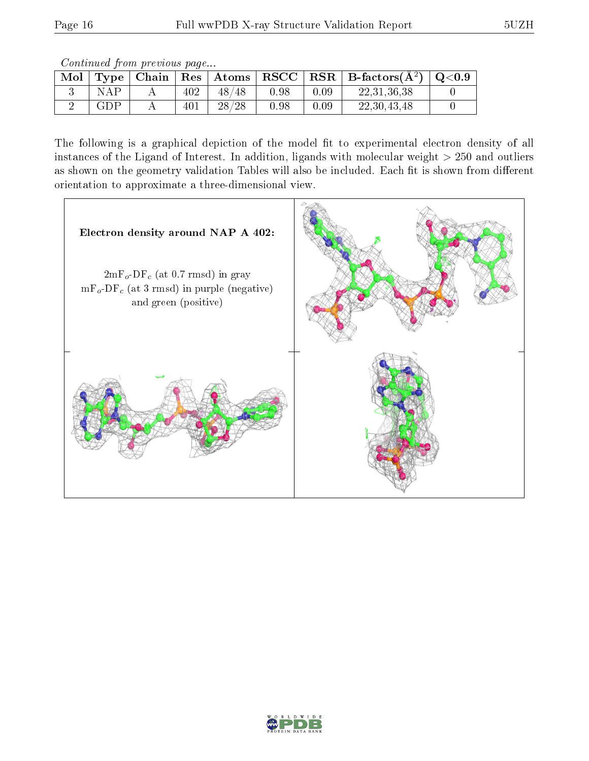*Continued from previous page...*

| Mol | Type | Chain | Res | Atoms | RSCC | RSR | B-factors($Å^2$) | Q<0.9 |
|---|---|---|---|---|---|---|---|---|
| 3 | NAP | A | 402 | 48/48 | 0.98 | 0.09 | 22,31,36,38 | 0 |
| 2 | GDP | A | 401 | 28/28 | 0.98 | 0.09 | 22,30,43,48 | 0 |

The following is a graphical depiction of the model fit to experimental electron density of all instances of the Ligand of Interest. In addition, ligands with molecular weight > 250 and outliers as shown on the geometry validation Tables will also be included. Each fit is shown from different orientation to approximate a three-dimensional view.

**Electron density around NAP A 402:**

$2mF_o$-$DF_c$ (at 0.7 rmsd) in gray
$mF_o$-$DF_c$ (at 3 rmsd) in purple (negative) and green (positive)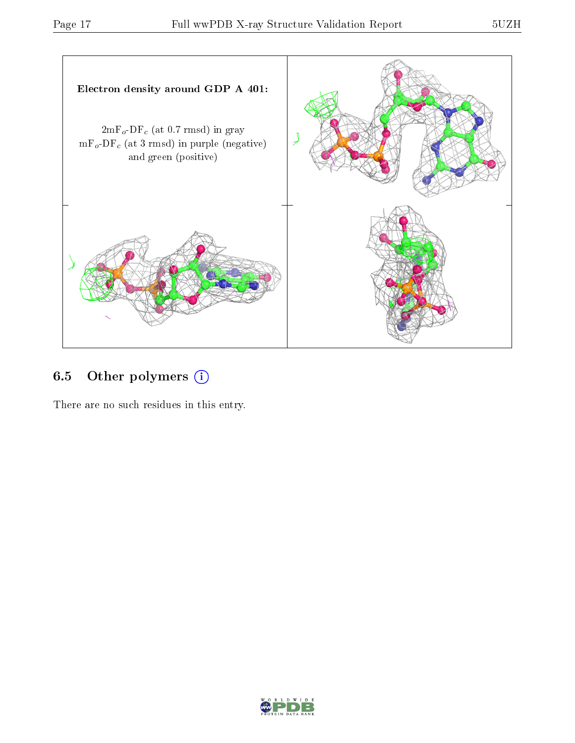**Electron density around GDP A 401:**

$2mF_o$-$DF_c$ (at 0.7 rmsd) in gray
$mF_o$-$DF_c$ (at 3 rmsd) in purple (negative)
and green (positive)

### 6.5 Other polymers

There are no such residues in this entry.